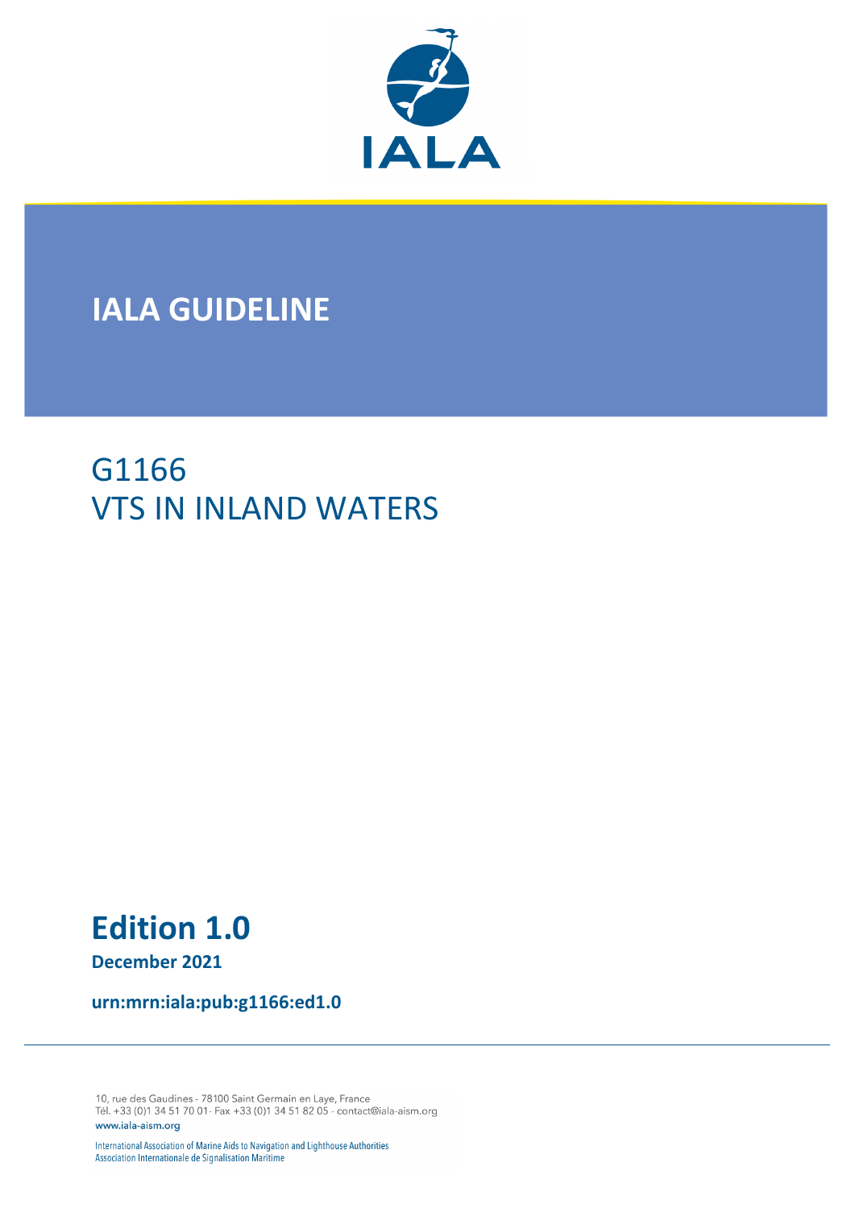IALA

# IALA GUIDELINE

## G1166
## VTS IN INLAND WATERS

**Edition 1.0**

**December 2021**

**urn:mrn:iala:pub:g1166:ed1.0**

10, rue des Gaudines - 78100 Saint Germain en Laye, France
Tél. +33 (0)1 34 51 70 01- Fax +33 (0)1 34 51 82 05 - contact@iala-aism.org
www.iala-aism.org

International Association of Marine Aids to Navigation and Lighthouse Authorities
Association Internationale de Signalisation Maritime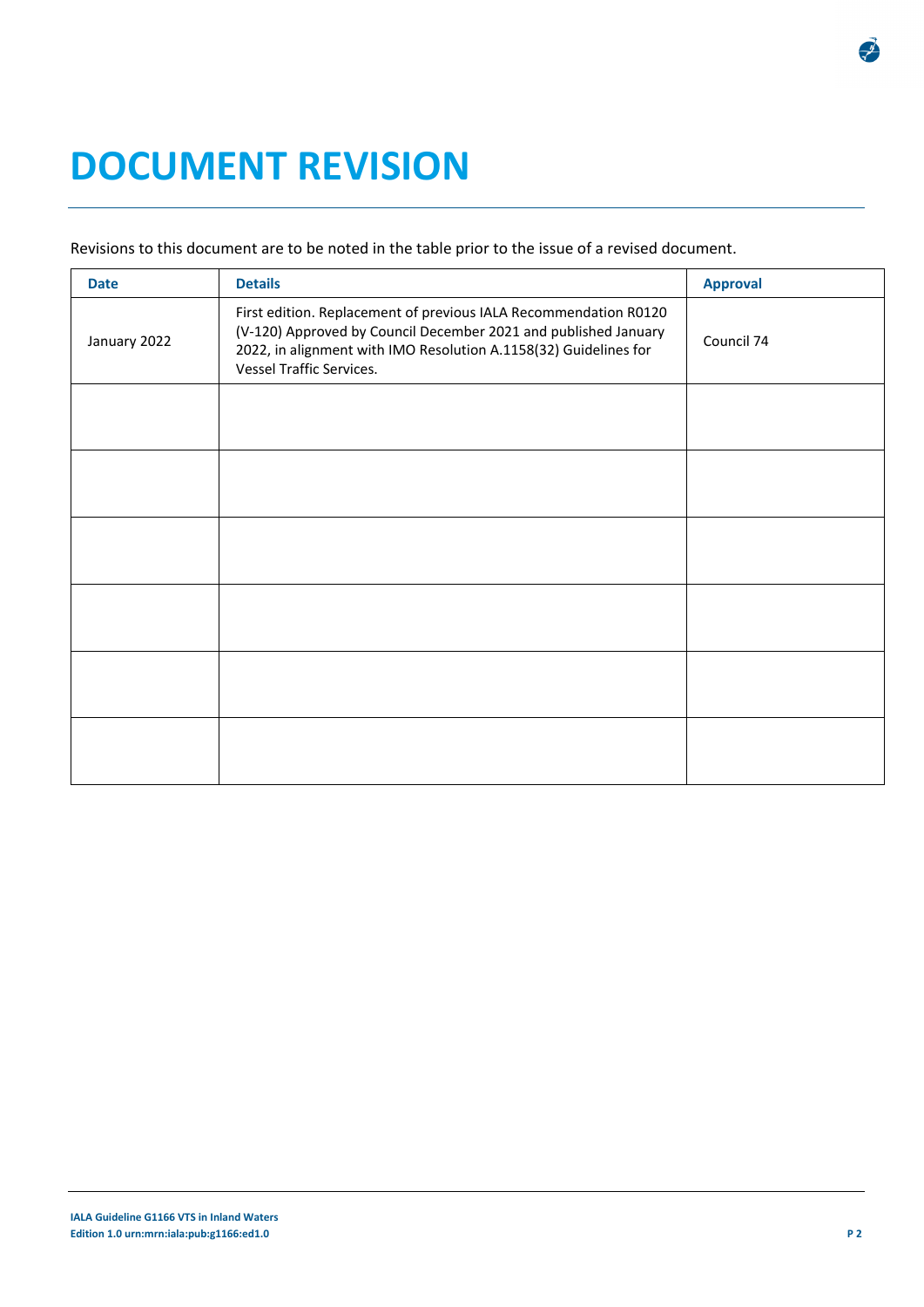# DOCUMENT REVISION

Revisions to this document are to be noted in the table prior to the issue of a revised document.

| Date | Details | Approval |
|---|---|---|
| January 2022 | First edition. Replacement of previous IALA Recommendation R0120 (V-120) Approved by Council December 2021 and published January 2022, in alignment with IMO Resolution A.1158(32) Guidelines for Vessel Traffic Services. | Council 74 |
| | | |
| | | |
| | | |
| | | |
| | | |
| | | |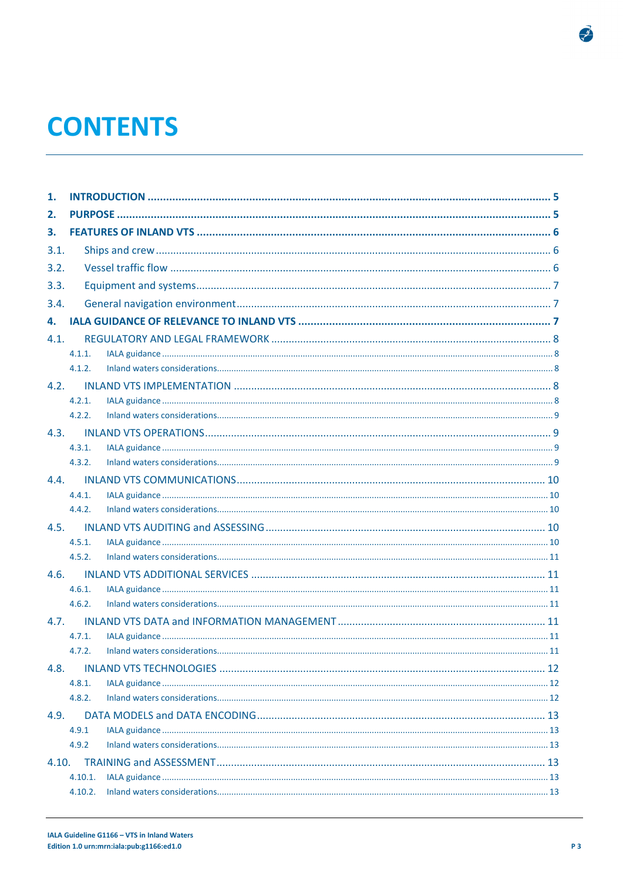# CONTENTS

1. **INTRODUCTION** ............ 5
2. **PURPOSE** ............ 5
3. **FEATURES OF INLAND VTS** ............ 6

3.1. Ships and crew ............ 6

3.2. Vessel traffic flow ............ 6

3.3. Equipment and systems ............ 7

3.4. General navigation environment ............ 7

4. **IALA GUIDANCE OF RELEVANCE TO INLAND VTS** ............ 7

4.1. REGULATORY AND LEGAL FRAMEWORK ............ 8

- 4.1.1. IALA guidance ............ 8
- 4.1.2. Inland waters considerations ............ 8

4.2. INLAND VTS IMPLEMENTATION ............ 8

- 4.2.1. IALA guidance ............ 8
- 4.2.2. Inland waters considerations ............ 9

4.3. INLAND VTS OPERATIONS ............ 9

- 4.3.1. IALA guidance ............ 9
- 4.3.2. Inland waters considerations ............ 9

4.4. INLAND VTS COMMUNICATIONS ............ 10

- 4.4.1. IALA guidance ............ 10
- 4.4.2. Inland waters considerations ............ 10

4.5. INLAND VTS AUDITING and ASSESSING ............ 10

- 4.5.1. IALA guidance ............ 10
- 4.5.2. Inland waters considerations ............ 11

4.6. INLAND VTS ADDITIONAL SERVICES ............ 11

- 4.6.1. IALA guidance ............ 11
- 4.6.2. Inland waters considerations ............ 11

4.7. INLAND VTS DATA and INFORMATION MANAGEMENT ............ 11

- 4.7.1. IALA guidance ............ 11
- 4.7.2. Inland waters considerations ............ 11

4.8. INLAND VTS TECHNOLOGIES ............ 12

- 4.8.1. IALA guidance ............ 12
- 4.8.2. Inland waters considerations ............ 12

4.9. DATA MODELS AND DATA ENCODING ............ 13

- 4.9.1 IALA guidance ............ 13
- 4.9.2 Inland waters considerations ............ 13

4.10. TRAINING and ASSESSMENT ............ 13

- 4.10.1. IALA guidance ............ 13
- 4.10.2. Inland waters considerations ............ 13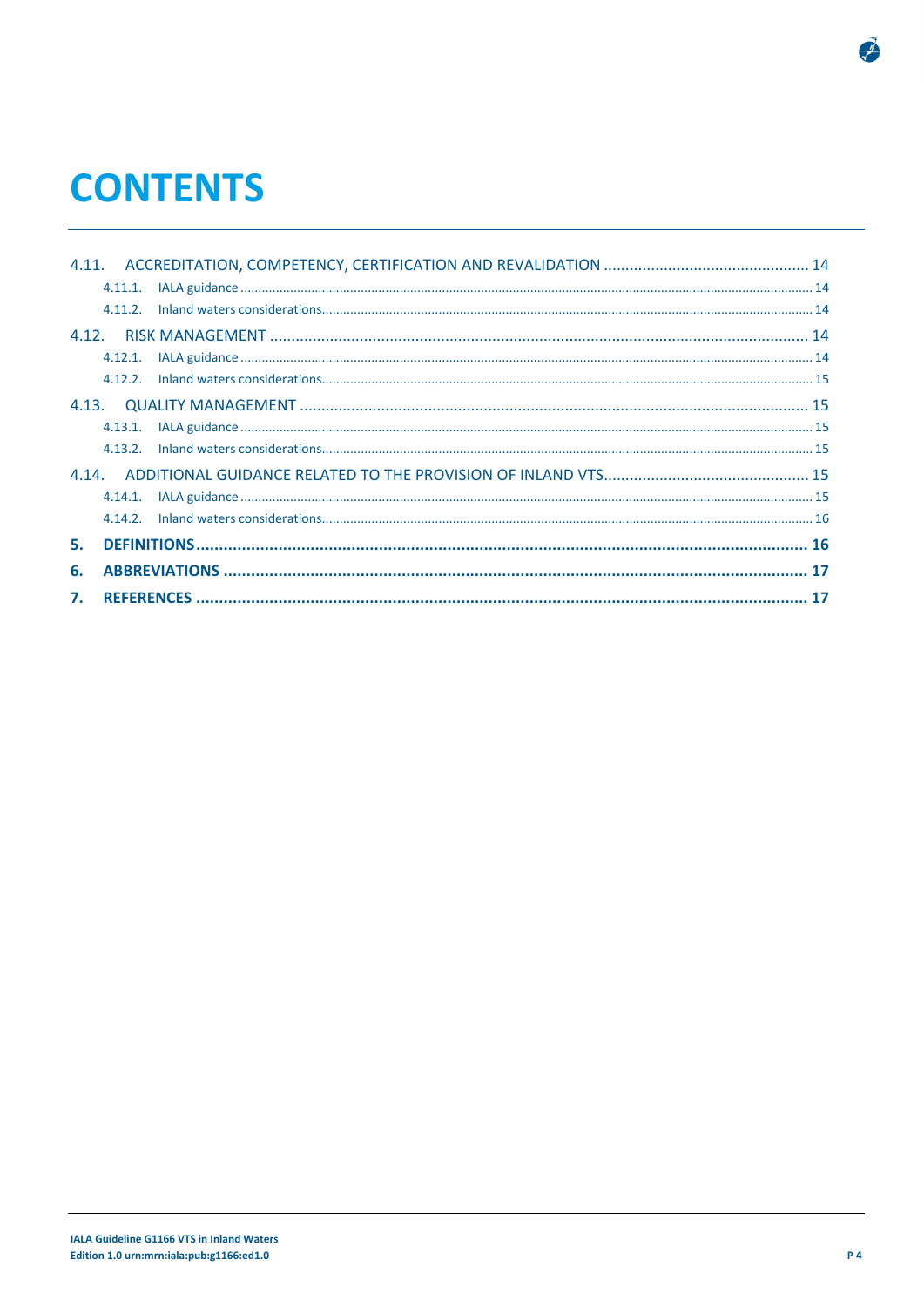# CONTENTS

4.11. ACCREDITATION, COMPETENCY, CERTIFICATION AND REVALIDATION ... 14

- 4.11.1. IALA guidance ... 14
- 4.11.2. Inland waters considerations ... 14

4.12. RISK MANAGEMENT ... 14

- 4.12.1. IALA guidance ... 14
- 4.12.2. Inland waters considerations ... 15

4.13. QUALITY MANAGEMENT ... 15

- 4.13.1. IALA guidance ... 15
- 4.13.2. Inland waters considerations ... 15

4.14. ADDITIONAL GUIDANCE RELATED TO THE PROVISION OF INLAND VTS ... 15

- 4.14.1. IALA guidance ... 15
- 4.14.2. Inland waters considerations ... 16

**5. DEFINITIONS ... 16**

**6. ABBREVIATIONS ... 17**

**7. REFERENCES ... 17**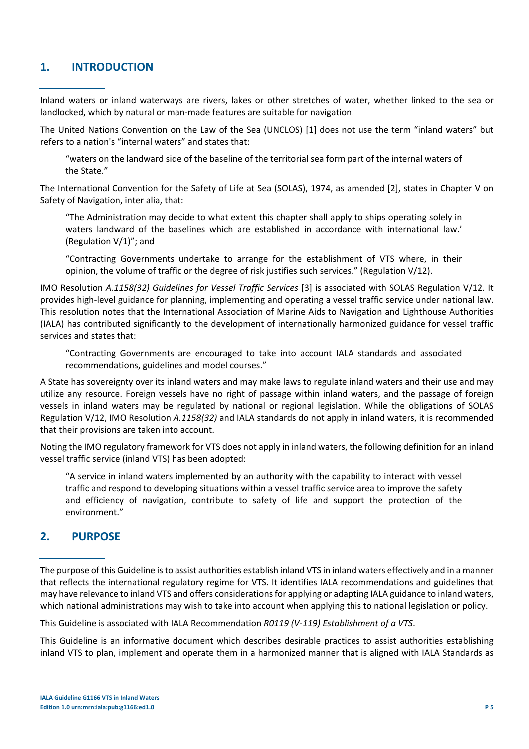# 1. INTRODUCTION

Inland waters or inland waterways are rivers, lakes or other stretches of water, whether linked to the sea or landlocked, which by natural or man-made features are suitable for navigation.

The United Nations Convention on the Law of the Sea (UNCLOS) [1] does not use the term "inland waters" but refers to a nation's "internal waters" and states that:

> "waters on the landward side of the baseline of the territorial sea form part of the internal waters of the State."

The International Convention for the Safety of Life at Sea (SOLAS), 1974, as amended [2], states in Chapter V on Safety of Navigation, inter alia, that:

> "The Administration may decide to what extent this chapter shall apply to ships operating solely in waters landward of the baselines which are established in accordance with international law.' (Regulation V/1)"; and
>
> "Contracting Governments undertake to arrange for the establishment of VTS where, in their opinion, the volume of traffic or the degree of risk justifies such services." (Regulation V/12).

IMO Resolution *A.1158(32) Guidelines for Vessel Traffic Services* [3] is associated with SOLAS Regulation V/12. It provides high-level guidance for planning, implementing and operating a vessel traffic service under national law. This resolution notes that the International Association of Marine Aids to Navigation and Lighthouse Authorities (IALA) has contributed significantly to the development of internationally harmonized guidance for vessel traffic services and states that:

> "Contracting Governments are encouraged to take into account IALA standards and associated recommendations, guidelines and model courses."

A State has sovereignty over its inland waters and may make laws to regulate inland waters and their use and may utilize any resource. Foreign vessels have no right of passage within inland waters, and the passage of foreign vessels in inland waters may be regulated by national or regional legislation. While the obligations of SOLAS Regulation V/12, IMO Resolution *A.1158(32)* and IALA standards do not apply in inland waters, it is recommended that their provisions are taken into account.

Noting the IMO regulatory framework for VTS does not apply in inland waters, the following definition for an inland vessel traffic service (inland VTS) has been adopted:

> "A service in inland waters implemented by an authority with the capability to interact with vessel traffic and respond to developing situations within a vessel traffic service area to improve the safety and efficiency of navigation, contribute to safety of life and support the protection of the environment."

# 2. PURPOSE

The purpose of this Guideline is to assist authorities establish inland VTS in inland waters effectively and in a manner that reflects the international regulatory regime for VTS. It identifies IALA recommendations and guidelines that may have relevance to inland VTS and offers considerations for applying or adapting IALA guidance to inland waters, which national administrations may wish to take into account when applying this to national legislation or policy.

This Guideline is associated with IALA Recommendation *R0119 (V-119) Establishment of a VTS*.

This Guideline is an informative document which describes desirable practices to assist authorities establishing inland VTS to plan, implement and operate them in a harmonized manner that is aligned with IALA Standards as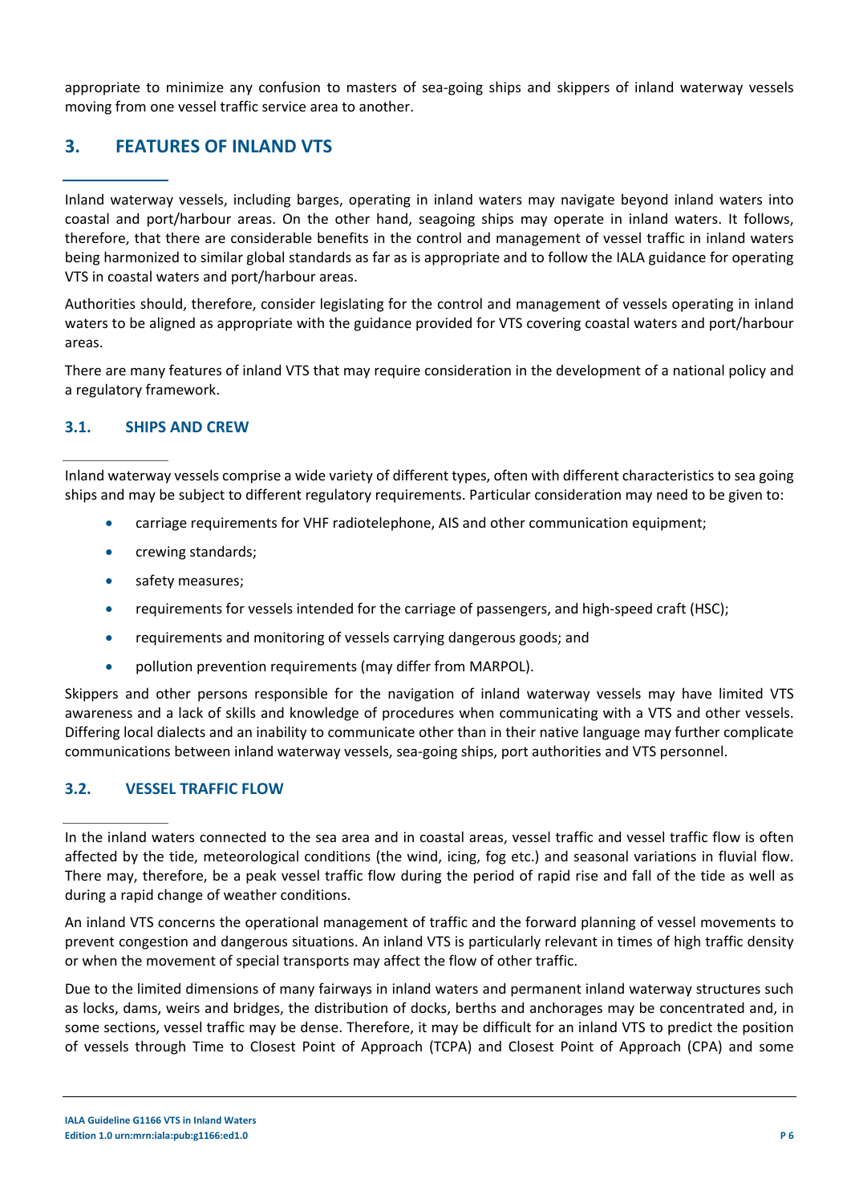appropriate to minimize any confusion to masters of sea-going ships and skippers of inland waterway vessels moving from one vessel traffic service area to another.

# 3. FEATURES OF INLAND VTS

Inland waterway vessels, including barges, operating in inland waters may navigate beyond inland waters into coastal and port/harbour areas. On the other hand, seagoing ships may operate in inland waters. It follows, therefore, that there are considerable benefits in the control and management of vessel traffic in inland waters being harmonized to similar global standards as far as is appropriate and to follow the IALA guidance for operating VTS in coastal waters and port/harbour areas.

Authorities should, therefore, consider legislating for the control and management of vessels operating in inland waters to be aligned as appropriate with the guidance provided for VTS covering coastal waters and port/harbour areas.

There are many features of inland VTS that may require consideration in the development of a national policy and a regulatory framework.

## 3.1. SHIPS AND CREW

Inland waterway vessels comprise a wide variety of different types, often with different characteristics to sea going ships and may be subject to different regulatory requirements. Particular consideration may need to be given to:

- carriage requirements for VHF radiotelephone, AIS and other communication equipment;
- crewing standards;
- safety measures;
- requirements for vessels intended for the carriage of passengers, and high-speed craft (HSC);
- requirements and monitoring of vessels carrying dangerous goods; and
- pollution prevention requirements (may differ from MARPOL).

Skippers and other persons responsible for the navigation of inland waterway vessels may have limited VTS awareness and a lack of skills and knowledge of procedures when communicating with a VTS and other vessels. Differing local dialects and an inability to communicate other than in their native language may further complicate communications between inland waterway vessels, sea-going ships, port authorities and VTS personnel.

## 3.2. VESSEL TRAFFIC FLOW

In the inland waters connected to the sea area and in coastal areas, vessel traffic and vessel traffic flow is often affected by the tide, meteorological conditions (the wind, icing, fog etc.) and seasonal variations in fluvial flow. There may, therefore, be a peak vessel traffic flow during the period of rapid rise and fall of the tide as well as during a rapid change of weather conditions.

An inland VTS concerns the operational management of traffic and the forward planning of vessel movements to prevent congestion and dangerous situations. An inland VTS is particularly relevant in times of high traffic density or when the movement of special transports may affect the flow of other traffic.

Due to the limited dimensions of many fairways in inland waters and permanent inland waterway structures such as locks, dams, weirs and bridges, the distribution of docks, berths and anchorages may be concentrated and, in some sections, vessel traffic may be dense. Therefore, it may be difficult for an inland VTS to predict the position of vessels through Time to Closest Point of Approach (TCPA) and Closest Point of Approach (CPA) and some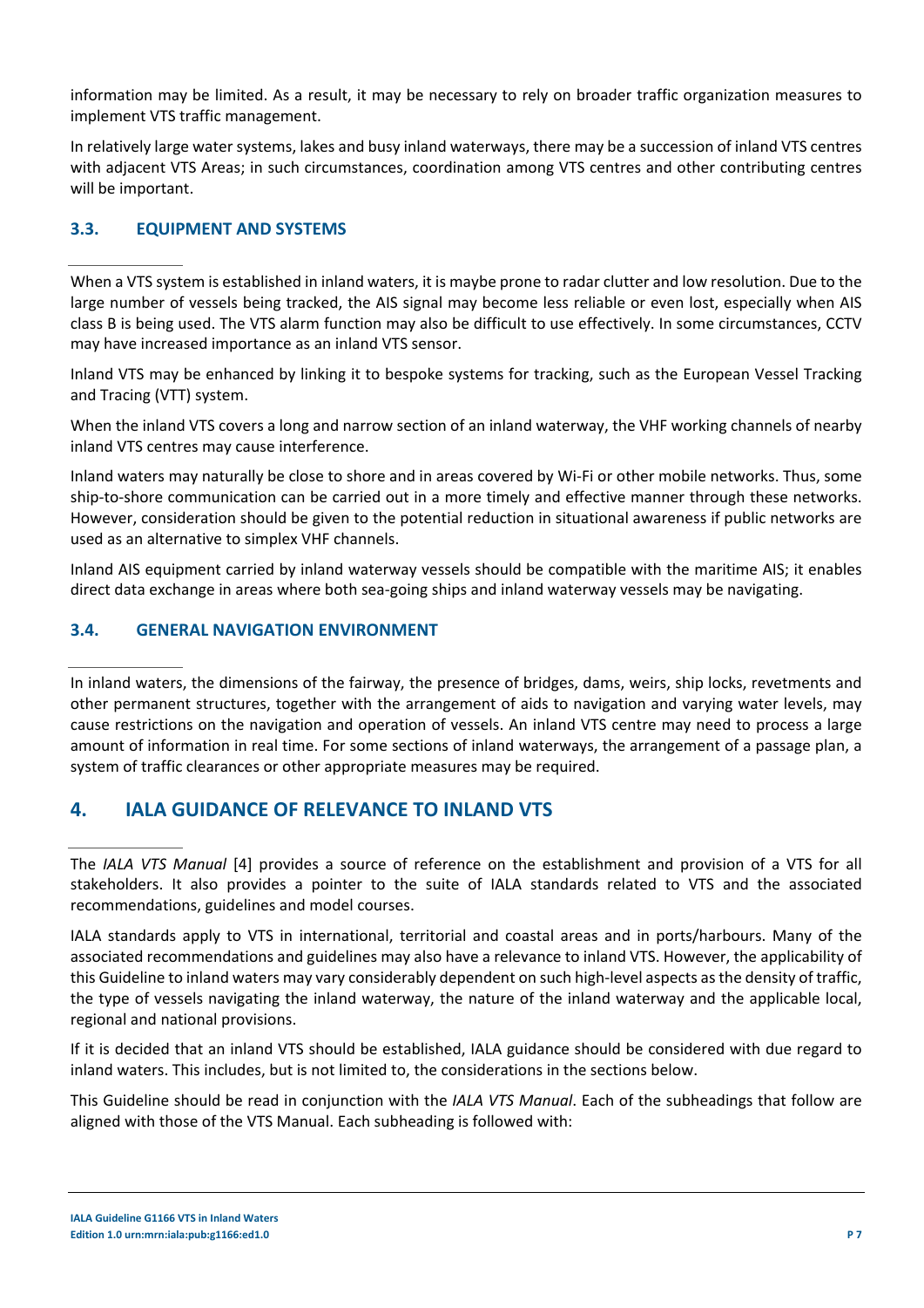information may be limited. As a result, it may be necessary to rely on broader traffic organization measures to implement VTS traffic management.

In relatively large water systems, lakes and busy inland waterways, there may be a succession of inland VTS centres with adjacent VTS Areas; in such circumstances, coordination among VTS centres and other contributing centres will be important.

### 3.3. EQUIPMENT AND SYSTEMS

When a VTS system is established in inland waters, it is maybe prone to radar clutter and low resolution. Due to the large number of vessels being tracked, the AIS signal may become less reliable or even lost, especially when AIS class B is being used. The VTS alarm function may also be difficult to use effectively. In some circumstances, CCTV may have increased importance as an inland VTS sensor.

Inland VTS may be enhanced by linking it to bespoke systems for tracking, such as the European Vessel Tracking and Tracing (VTT) system.

When the inland VTS covers a long and narrow section of an inland waterway, the VHF working channels of nearby inland VTS centres may cause interference.

Inland waters may naturally be close to shore and in areas covered by Wi-Fi or other mobile networks. Thus, some ship-to-shore communication can be carried out in a more timely and effective manner through these networks. However, consideration should be given to the potential reduction in situational awareness if public networks are used as an alternative to simplex VHF channels.

Inland AIS equipment carried by inland waterway vessels should be compatible with the maritime AIS; it enables direct data exchange in areas where both sea-going ships and inland waterway vessels may be navigating.

### 3.4. GENERAL NAVIGATION ENVIRONMENT

In inland waters, the dimensions of the fairway, the presence of bridges, dams, weirs, ship locks, revetments and other permanent structures, together with the arrangement of aids to navigation and varying water levels, may cause restrictions on the navigation and operation of vessels. An inland VTS centre may need to process a large amount of information in real time. For some sections of inland waterways, the arrangement of a passage plan, a system of traffic clearances or other appropriate measures may be required.

## 4. IALA GUIDANCE OF RELEVANCE TO INLAND VTS

The *IALA VTS Manual* [4] provides a source of reference on the establishment and provision of a VTS for all stakeholders. It also provides a pointer to the suite of IALA standards related to VTS and the associated recommendations, guidelines and model courses.

IALA standards apply to VTS in international, territorial and coastal areas and in ports/harbours. Many of the associated recommendations and guidelines may also have a relevance to inland VTS. However, the applicability of this Guideline to inland waters may vary considerably dependent on such high-level aspects as the density of traffic, the type of vessels navigating the inland waterway, the nature of the inland waterway and the applicable local, regional and national provisions.

If it is decided that an inland VTS should be established, IALA guidance should be considered with due regard to inland waters. This includes, but is not limited to, the considerations in the sections below.

This Guideline should be read in conjunction with the *IALA VTS Manual*. Each of the subheadings that follow are aligned with those of the VTS Manual. Each subheading is followed with: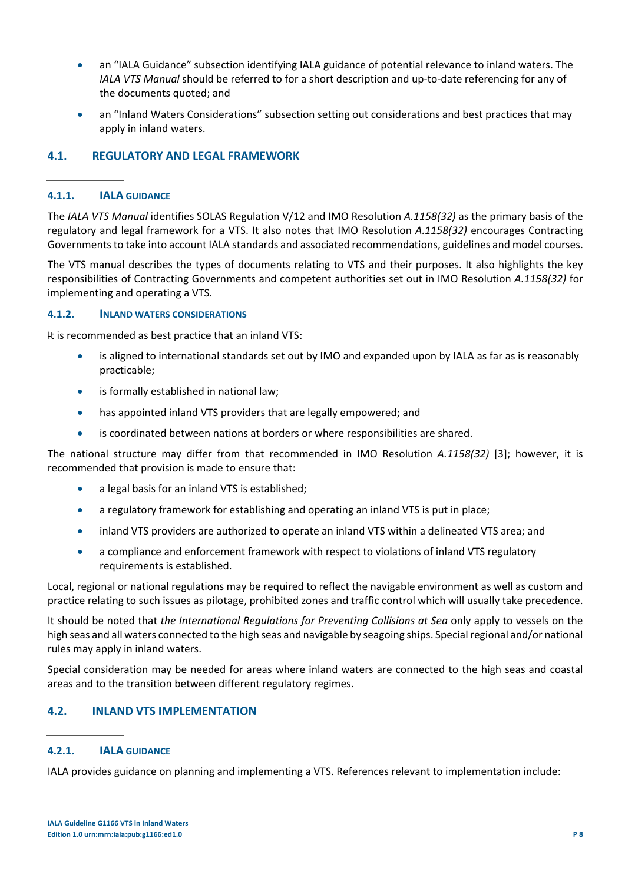- an "IALA Guidance" subsection identifying IALA guidance of potential relevance to inland waters. The *IALA VTS Manual* should be referred to for a short description and up-to-date referencing for any of the documents quoted; and
- an "Inland Waters Considerations" subsection setting out considerations and best practices that may apply in inland waters.

## 4.1. REGULATORY AND LEGAL FRAMEWORK

### 4.1.1. IALA GUIDANCE

The *IALA VTS Manual* identifies SOLAS Regulation V/12 and IMO Resolution *A.1158(32)* as the primary basis of the regulatory and legal framework for a VTS. It also notes that IMO Resolution *A.1158(32)* encourages Contracting Governments to take into account IALA standards and associated recommendations, guidelines and model courses.

The VTS manual describes the types of documents relating to VTS and their purposes. It also highlights the key responsibilities of Contracting Governments and competent authorities set out in IMO Resolution *A.1158(32)* for implementing and operating a VTS.

### 4.1.2. INLAND WATERS CONSIDERATIONS

It is recommended as best practice that an inland VTS:

- is aligned to international standards set out by IMO and expanded upon by IALA as far as is reasonably practicable;
- is formally established in national law;
- has appointed inland VTS providers that are legally empowered; and
- is coordinated between nations at borders or where responsibilities are shared.

The national structure may differ from that recommended in IMO Resolution *A.1158(32)* [3]; however, it is recommended that provision is made to ensure that:

- a legal basis for an inland VTS is established;
- a regulatory framework for establishing and operating an inland VTS is put in place;
- inland VTS providers are authorized to operate an inland VTS within a delineated VTS area; and
- a compliance and enforcement framework with respect to violations of inland VTS regulatory requirements is established.

Local, regional or national regulations may be required to reflect the navigable environment as well as custom and practice relating to such issues as pilotage, prohibited zones and traffic control which will usually take precedence.

It should be noted that *the International Regulations for Preventing Collisions at Sea* only apply to vessels on the high seas and all waters connected to the high seas and navigable by seagoing ships. Special regional and/or national rules may apply in inland waters.

Special consideration may be needed for areas where inland waters are connected to the high seas and coastal areas and to the transition between different regulatory regimes.

## 4.2. INLAND VTS IMPLEMENTATION

### 4.2.1. IALA GUIDANCE

IALA provides guidance on planning and implementing a VTS. References relevant to implementation include: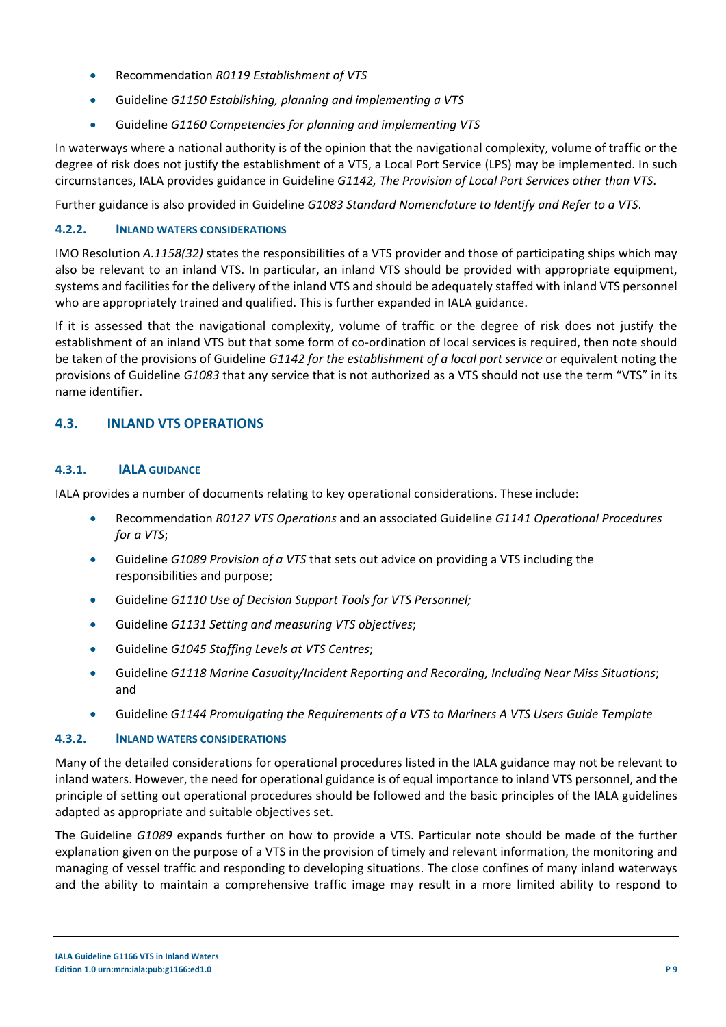- Recommendation *R0119 Establishment of VTS*
- Guideline *G1150 Establishing, planning and implementing a VTS*
- Guideline *G1160 Competencies for planning and implementing VTS*

In waterways where a national authority is of the opinion that the navigational complexity, volume of traffic or the degree of risk does not justify the establishment of a VTS, a Local Port Service (LPS) may be implemented. In such circumstances, IALA provides guidance in Guideline *G1142, The Provision of Local Port Services other than VTS*.

Further guidance is also provided in Guideline *G1083 Standard Nomenclature to Identify and Refer to a VTS*.

#### 4.2.2. INLAND WATERS CONSIDERATIONS

IMO Resolution *A.1158(32)* states the responsibilities of a VTS provider and those of participating ships which may also be relevant to an inland VTS. In particular, an inland VTS should be provided with appropriate equipment, systems and facilities for the delivery of the inland VTS and should be adequately staffed with inland VTS personnel who are appropriately trained and qualified. This is further expanded in IALA guidance.

If it is assessed that the navigational complexity, volume of traffic or the degree of risk does not justify the establishment of an inland VTS but that some form of co-ordination of local services is required, then note should be taken of the provisions of Guideline *G1142 for the establishment of a local port service* or equivalent noting the provisions of Guideline *G1083* that any service that is not authorized as a VTS should not use the term "VTS" in its name identifier.

### 4.3. INLAND VTS OPERATIONS

#### 4.3.1. IALA GUIDANCE

IALA provides a number of documents relating to key operational considerations. These include:

- Recommendation *R0127 VTS Operations* and an associated Guideline *G1141 Operational Procedures for a VTS*;
- Guideline *G1089 Provision of a VTS* that sets out advice on providing a VTS including the responsibilities and purpose;
- Guideline *G1110 Use of Decision Support Tools for VTS Personnel;*
- Guideline *G1131 Setting and measuring VTS objectives*;
- Guideline *G1045 Staffing Levels at VTS Centres*;
- Guideline *G1118 Marine Casualty/Incident Reporting and Recording, Including Near Miss Situations*; and
- Guideline *G1144 Promulgating the Requirements of a VTS to Mariners A VTS Users Guide Template*

#### 4.3.2. INLAND WATERS CONSIDERATIONS

Many of the detailed considerations for operational procedures listed in the IALA guidance may not be relevant to inland waters. However, the need for operational guidance is of equal importance to inland VTS personnel, and the principle of setting out operational procedures should be followed and the basic principles of the IALA guidelines adapted as appropriate and suitable objectives set.

The Guideline *G1089* expands further on how to provide a VTS. Particular note should be made of the further explanation given on the purpose of a VTS in the provision of timely and relevant information, the monitoring and managing of vessel traffic and responding to developing situations. The close confines of many inland waterways and the ability to maintain a comprehensive traffic image may result in a more limited ability to respond to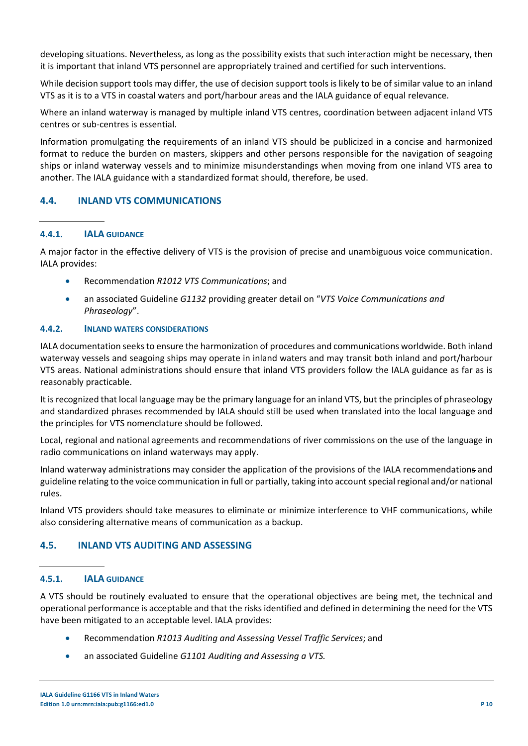developing situations. Nevertheless, as long as the possibility exists that such interaction might be necessary, then it is important that inland VTS personnel are appropriately trained and certified for such interventions.

While decision support tools may differ, the use of decision support tools is likely to be of similar value to an inland VTS as it is to a VTS in coastal waters and port/harbour areas and the IALA guidance of equal relevance.

Where an inland waterway is managed by multiple inland VTS centres, coordination between adjacent inland VTS centres or sub-centres is essential.

Information promulgating the requirements of an inland VTS should be publicized in a concise and harmonized format to reduce the burden on masters, skippers and other persons responsible for the navigation of seagoing ships or inland waterway vessels and to minimize misunderstandings when moving from one inland VTS area to another. The IALA guidance with a standardized format should, therefore, be used.

## 4.4. INLAND VTS COMMUNICATIONS

### 4.4.1. IALA GUIDANCE

A major factor in the effective delivery of VTS is the provision of precise and unambiguous voice communication. IALA provides:

- Recommendation *R1012 VTS Communications*; and
- an associated Guideline *G1132* providing greater detail on "*VTS Voice Communications and Phraseology*".

### 4.4.2. INLAND WATERS CONSIDERATIONS

IALA documentation seeks to ensure the harmonization of procedures and communications worldwide. Both inland waterway vessels and seagoing ships may operate in inland waters and may transit both inland and port/harbour VTS areas. National administrations should ensure that inland VTS providers follow the IALA guidance as far as is reasonably practicable.

It is recognized that local language may be the primary language for an inland VTS, but the principles of phraseology and standardized phrases recommended by IALA should still be used when translated into the local language and the principles for VTS nomenclature should be followed.

Local, regional and national agreements and recommendations of river commissions on the use of the language in radio communications on inland waterways may apply.

Inland waterway administrations may consider the application of the provisions of the IALA recommendations and guideline relating to the voice communication in full or partially, taking into account special regional and/or national rules.

Inland VTS providers should take measures to eliminate or minimize interference to VHF communications, while also considering alternative means of communication as a backup.

## 4.5. INLAND VTS AUDITING AND ASSESSING

### 4.5.1. IALA GUIDANCE

A VTS should be routinely evaluated to ensure that the operational objectives are being met, the technical and operational performance is acceptable and that the risks identified and defined in determining the need for the VTS have been mitigated to an acceptable level. IALA provides:

- Recommendation *R1013 Auditing and Assessing Vessel Traffic Services*; and
- an associated Guideline *G1101 Auditing and Assessing a VTS.*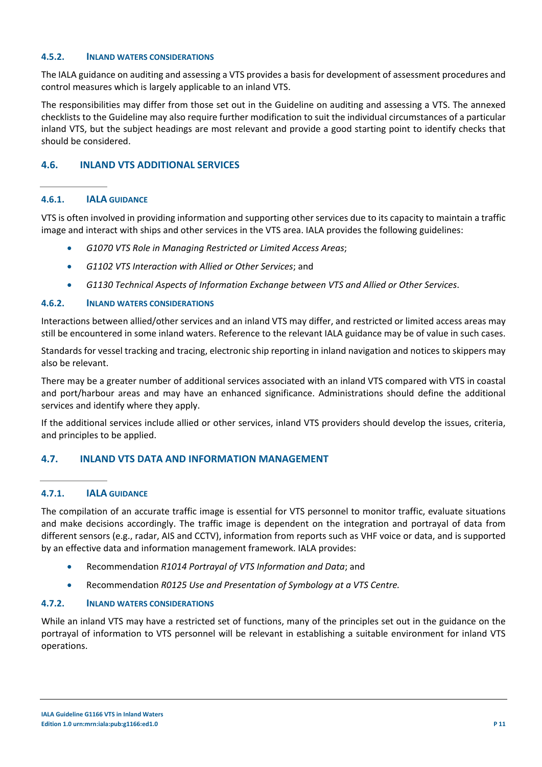### 4.5.2. INLAND WATERS CONSIDERATIONS

The IALA guidance on auditing and assessing a VTS provides a basis for development of assessment procedures and control measures which is largely applicable to an inland VTS.

The responsibilities may differ from those set out in the Guideline on auditing and assessing a VTS. The annexed checklists to the Guideline may also require further modification to suit the individual circumstances of a particular inland VTS, but the subject headings are most relevant and provide a good starting point to identify checks that should be considered.

## 4.6. INLAND VTS ADDITIONAL SERVICES

### 4.6.1. IALA GUIDANCE

VTS is often involved in providing information and supporting other services due to its capacity to maintain a traffic image and interact with ships and other services in the VTS area. IALA provides the following guidelines:

- *G1070 VTS Role in Managing Restricted or Limited Access Areas*;
- *G1102 VTS Interaction with Allied or Other Services*; and
- *G1130 Technical Aspects of Information Exchange between VTS and Allied or Other Services*.

### 4.6.2. INLAND WATERS CONSIDERATIONS

Interactions between allied/other services and an inland VTS may differ, and restricted or limited access areas may still be encountered in some inland waters. Reference to the relevant IALA guidance may be of value in such cases.

Standards for vessel tracking and tracing, electronic ship reporting in inland navigation and notices to skippers may also be relevant.

There may be a greater number of additional services associated with an inland VTS compared with VTS in coastal and port/harbour areas and may have an enhanced significance. Administrations should define the additional services and identify where they apply.

If the additional services include allied or other services, inland VTS providers should develop the issues, criteria, and principles to be applied.

## 4.7. INLAND VTS DATA AND INFORMATION MANAGEMENT

### 4.7.1. IALA GUIDANCE

The compilation of an accurate traffic image is essential for VTS personnel to monitor traffic, evaluate situations and make decisions accordingly. The traffic image is dependent on the integration and portrayal of data from different sensors (e.g., radar, AIS and CCTV), information from reports such as VHF voice or data, and is supported by an effective data and information management framework. IALA provides:

- Recommendation *R1014 Portrayal of VTS Information and Data*; and
- Recommendation *R0125 Use and Presentation of Symbology at a VTS Centre.*

### 4.7.2. INLAND WATERS CONSIDERATIONS

While an inland VTS may have a restricted set of functions, many of the principles set out in the guidance on the portrayal of information to VTS personnel will be relevant in establishing a suitable environment for inland VTS operations.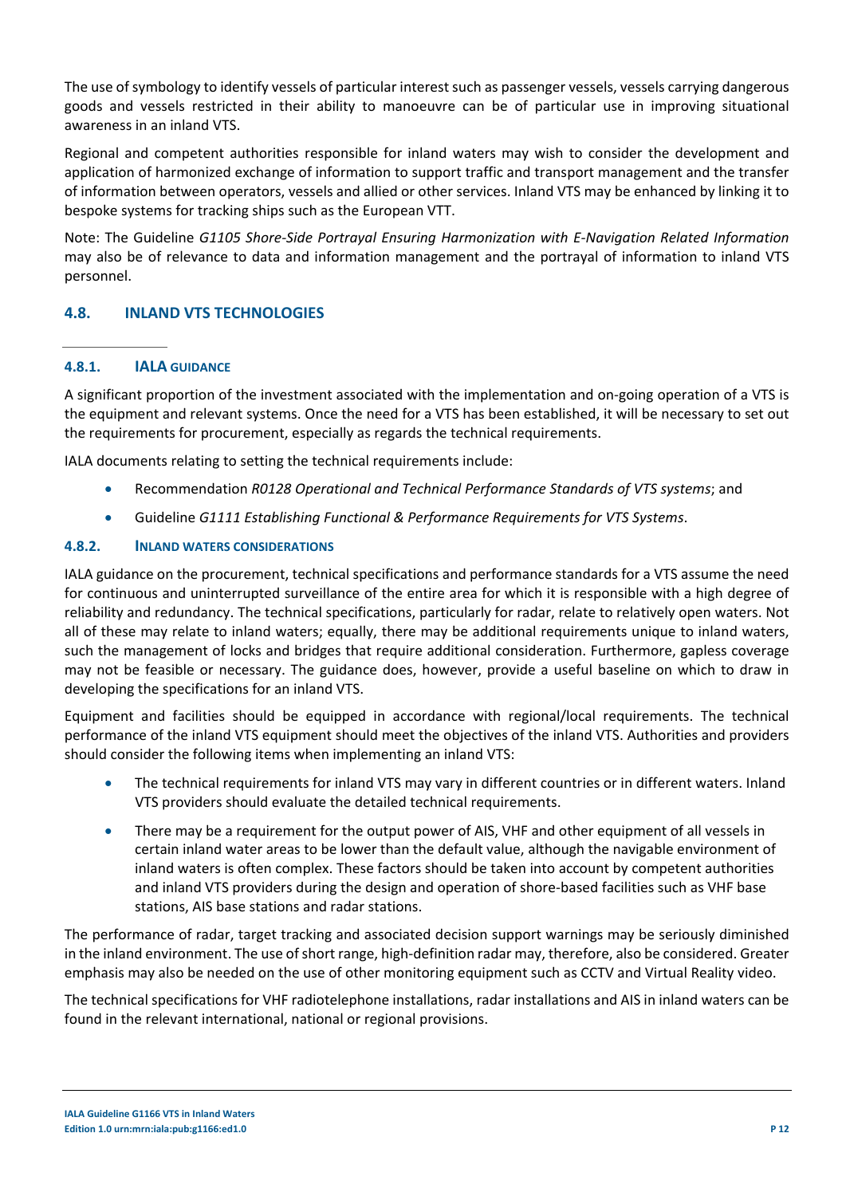The use of symbology to identify vessels of particular interest such as passenger vessels, vessels carrying dangerous goods and vessels restricted in their ability to manoeuvre can be of particular use in improving situational awareness in an inland VTS.

Regional and competent authorities responsible for inland waters may wish to consider the development and application of harmonized exchange of information to support traffic and transport management and the transfer of information between operators, vessels and allied or other services. Inland VTS may be enhanced by linking it to bespoke systems for tracking ships such as the European VTT.

Note: The Guideline *G1105 Shore-Side Portrayal Ensuring Harmonization with E-Navigation Related Information* may also be of relevance to data and information management and the portrayal of information to inland VTS personnel.

## 4.8. INLAND VTS TECHNOLOGIES

### 4.8.1. IALA GUIDANCE

A significant proportion of the investment associated with the implementation and on-going operation of a VTS is the equipment and relevant systems. Once the need for a VTS has been established, it will be necessary to set out the requirements for procurement, especially as regards the technical requirements.

IALA documents relating to setting the technical requirements include:

- Recommendation *R0128 Operational and Technical Performance Standards of VTS systems*; and
- Guideline *G1111 Establishing Functional & Performance Requirements for VTS Systems*.

### 4.8.2. INLAND WATERS CONSIDERATIONS

IALA guidance on the procurement, technical specifications and performance standards for a VTS assume the need for continuous and uninterrupted surveillance of the entire area for which it is responsible with a high degree of reliability and redundancy. The technical specifications, particularly for radar, relate to relatively open waters. Not all of these may relate to inland waters; equally, there may be additional requirements unique to inland waters, such the management of locks and bridges that require additional consideration. Furthermore, gapless coverage may not be feasible or necessary. The guidance does, however, provide a useful baseline on which to draw in developing the specifications for an inland VTS.

Equipment and facilities should be equipped in accordance with regional/local requirements. The technical performance of the inland VTS equipment should meet the objectives of the inland VTS. Authorities and providers should consider the following items when implementing an inland VTS:

- The technical requirements for inland VTS may vary in different countries or in different waters. Inland VTS providers should evaluate the detailed technical requirements.
- There may be a requirement for the output power of AIS, VHF and other equipment of all vessels in certain inland water areas to be lower than the default value, although the navigable environment of inland waters is often complex. These factors should be taken into account by competent authorities and inland VTS providers during the design and operation of shore-based facilities such as VHF base stations, AIS base stations and radar stations.

The performance of radar, target tracking and associated decision support warnings may be seriously diminished in the inland environment. The use of short range, high-definition radar may, therefore, also be considered. Greater emphasis may also be needed on the use of other monitoring equipment such as CCTV and Virtual Reality video.

The technical specifications for VHF radiotelephone installations, radar installations and AIS in inland waters can be found in the relevant international, national or regional provisions.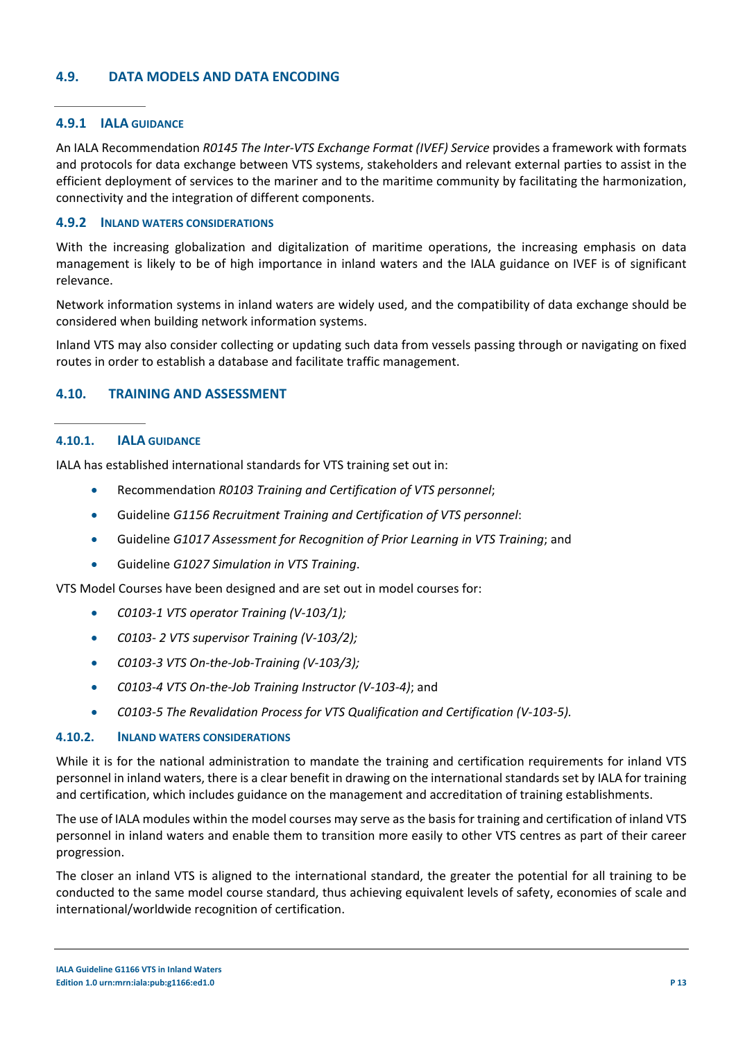## 4.9. DATA MODELS AND DATA ENCODING

### 4.9.1 IALA GUIDANCE

An IALA Recommendation *R0145 The Inter-VTS Exchange Format (IVEF) Service* provides a framework with formats and protocols for data exchange between VTS systems, stakeholders and relevant external parties to assist in the efficient deployment of services to the mariner and to the maritime community by facilitating the harmonization, connectivity and the integration of different components.

### 4.9.2 INLAND WATERS CONSIDERATIONS

With the increasing globalization and digitalization of maritime operations, the increasing emphasis on data management is likely to be of high importance in inland waters and the IALA guidance on IVEF is of significant relevance.

Network information systems in inland waters are widely used, and the compatibility of data exchange should be considered when building network information systems.

Inland VTS may also consider collecting or updating such data from vessels passing through or navigating on fixed routes in order to establish a database and facilitate traffic management.

## 4.10. TRAINING AND ASSESSMENT

### 4.10.1. IALA GUIDANCE

IALA has established international standards for VTS training set out in:

- Recommendation *R0103 Training and Certification of VTS personnel*;
- Guideline *G1156 Recruitment Training and Certification of VTS personnel*:
- Guideline *G1017 Assessment for Recognition of Prior Learning in VTS Training*; and
- Guideline *G1027 Simulation in VTS Training*.

VTS Model Courses have been designed and are set out in model courses for:

- *C0103-1 VTS operator Training (V-103/1);*
- *C0103- 2 VTS supervisor Training (V-103/2);*
- *C0103-3 VTS On-the-Job-Training (V-103/3);*
- *C0103-4 VTS On-the-Job Training Instructor (V-103-4)*; and
- *C0103-5 The Revalidation Process for VTS Qualification and Certification (V-103-5).*

### 4.10.2. INLAND WATERS CONSIDERATIONS

While it is for the national administration to mandate the training and certification requirements for inland VTS personnel in inland waters, there is a clear benefit in drawing on the international standards set by IALA for training and certification, which includes guidance on the management and accreditation of training establishments.

The use of IALA modules within the model courses may serve as the basis for training and certification of inland VTS personnel in inland waters and enable them to transition more easily to other VTS centres as part of their career progression.

The closer an inland VTS is aligned to the international standard, the greater the potential for all training to be conducted to the same model course standard, thus achieving equivalent levels of safety, economies of scale and international/worldwide recognition of certification.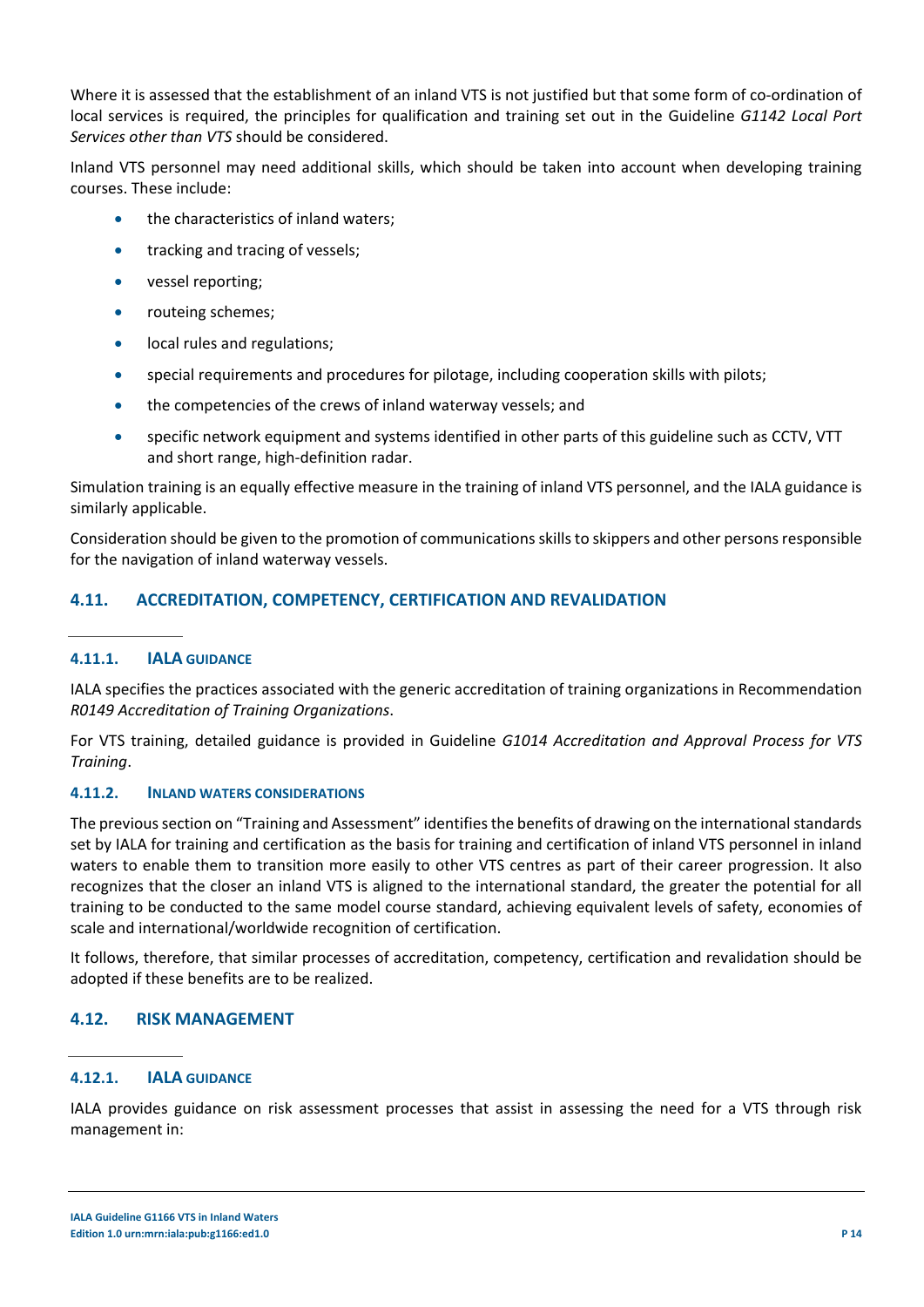Where it is assessed that the establishment of an inland VTS is not justified but that some form of co-ordination of local services is required, the principles for qualification and training set out in the Guideline *G1142 Local Port Services other than VTS* should be considered.

Inland VTS personnel may need additional skills, which should be taken into account when developing training courses. These include:

- the characteristics of inland waters;
- tracking and tracing of vessels;
- vessel reporting;
- routeing schemes;
- local rules and regulations;
- special requirements and procedures for pilotage, including cooperation skills with pilots;
- the competencies of the crews of inland waterway vessels; and
- specific network equipment and systems identified in other parts of this guideline such as CCTV, VTT and short range, high-definition radar.

Simulation training is an equally effective measure in the training of inland VTS personnel, and the IALA guidance is similarly applicable.

Consideration should be given to the promotion of communications skills to skippers and other persons responsible for the navigation of inland waterway vessels.

## 4.11. ACCREDITATION, COMPETENCY, CERTIFICATION AND REVALIDATION

### 4.11.1. IALA GUIDANCE

IALA specifies the practices associated with the generic accreditation of training organizations in Recommendation *R0149 Accreditation of Training Organizations*.

For VTS training, detailed guidance is provided in Guideline *G1014 Accreditation and Approval Process for VTS Training*.

### 4.11.2. INLAND WATERS CONSIDERATIONS

The previous section on "Training and Assessment" identifies the benefits of drawing on the international standards set by IALA for training and certification as the basis for training and certification of inland VTS personnel in inland waters to enable them to transition more easily to other VTS centres as part of their career progression. It also recognizes that the closer an inland VTS is aligned to the international standard, the greater the potential for all training to be conducted to the same model course standard, achieving equivalent levels of safety, economies of scale and international/worldwide recognition of certification.

It follows, therefore, that similar processes of accreditation, competency, certification and revalidation should be adopted if these benefits are to be realized.

## 4.12. RISK MANAGEMENT

### 4.12.1. IALA GUIDANCE

IALA provides guidance on risk assessment processes that assist in assessing the need for a VTS through risk management in: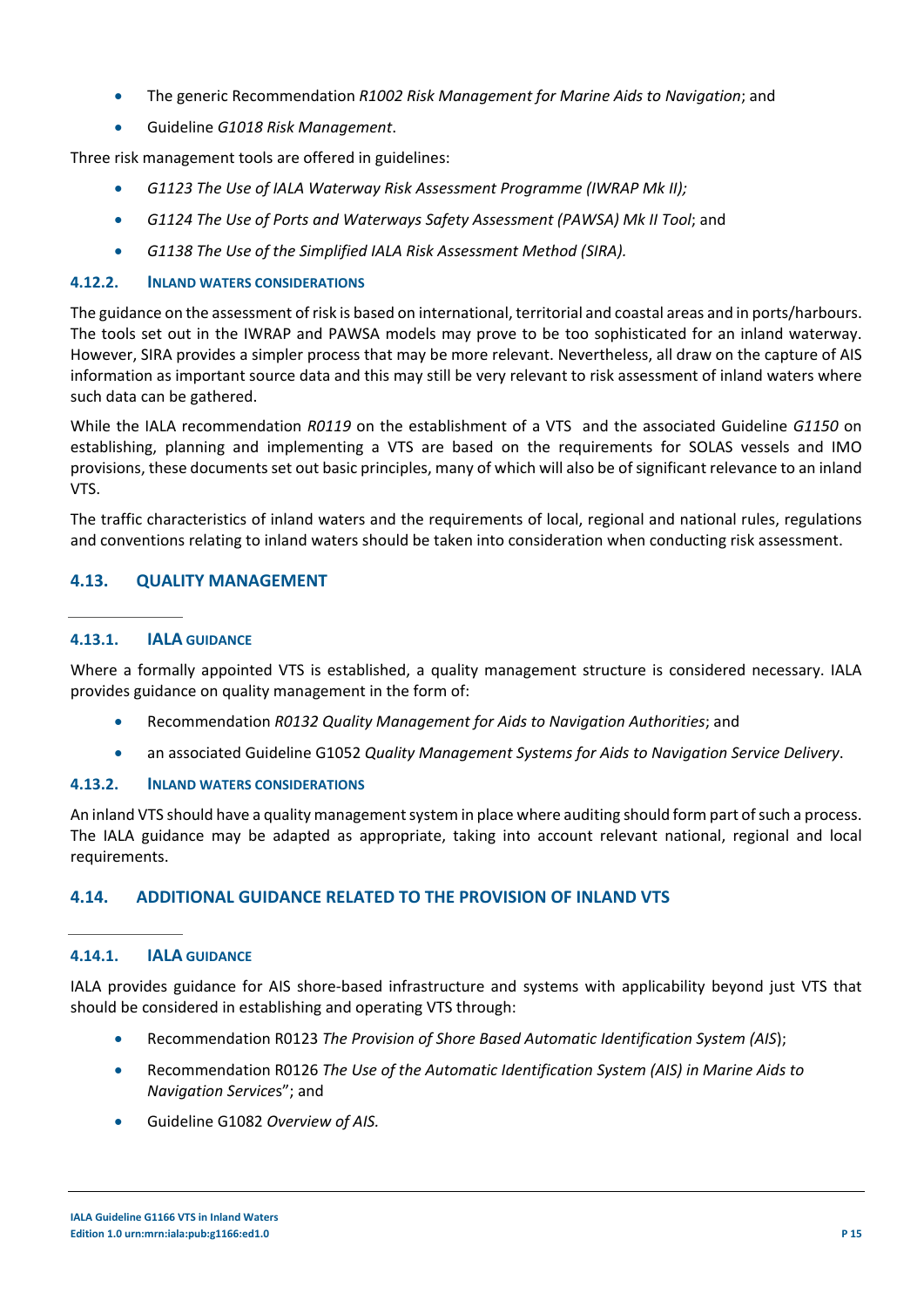- The generic Recommendation *R1002 Risk Management for Marine Aids to Navigation*; and
- Guideline *G1018 Risk Management*.

Three risk management tools are offered in guidelines:

- *G1123 The Use of IALA Waterway Risk Assessment Programme (IWRAP Mk II);*
- *G1124 The Use of Ports and Waterways Safety Assessment (PAWSA) Mk II Tool*; and
- *G1138 The Use of the Simplified IALA Risk Assessment Method (SIRA).*

#### 4.12.2. INLAND WATERS CONSIDERATIONS

The guidance on the assessment of risk is based on international, territorial and coastal areas and in ports/harbours. The tools set out in the IWRAP and PAWSA models may prove to be too sophisticated for an inland waterway. However, SIRA provides a simpler process that may be more relevant. Nevertheless, all draw on the capture of AIS information as important source data and this may still be very relevant to risk assessment of inland waters where such data can be gathered.

While the IALA recommendation *R0119* on the establishment of a VTS and the associated Guideline *G1150* on establishing, planning and implementing a VTS are based on the requirements for SOLAS vessels and IMO provisions, these documents set out basic principles, many of which will also be of significant relevance to an inland VTS.

The traffic characteristics of inland waters and the requirements of local, regional and national rules, regulations and conventions relating to inland waters should be taken into consideration when conducting risk assessment.

### 4.13. QUALITY MANAGEMENT

#### 4.13.1. IALA GUIDANCE

Where a formally appointed VTS is established, a quality management structure is considered necessary. IALA provides guidance on quality management in the form of:

- Recommendation *R0132 Quality Management for Aids to Navigation Authorities*; and
- an associated Guideline G1052 *Quality Management Systems for Aids to Navigation Service Delivery*.

#### 4.13.2. INLAND WATERS CONSIDERATIONS

An inland VTS should have a quality management system in place where auditing should form part of such a process. The IALA guidance may be adapted as appropriate, taking into account relevant national, regional and local requirements.

### 4.14. ADDITIONAL GUIDANCE RELATED TO THE PROVISION OF INLAND VTS

#### 4.14.1. IALA GUIDANCE

IALA provides guidance for AIS shore-based infrastructure and systems with applicability beyond just VTS that should be considered in establishing and operating VTS through:

- Recommendation R0123 *The Provision of Shore Based Automatic Identification System (AIS)*;
- Recommendation R0126 *The Use of the Automatic Identification System (AIS) in Marine Aids to Navigation Services*"; and
- Guideline G1082 *Overview of AIS.*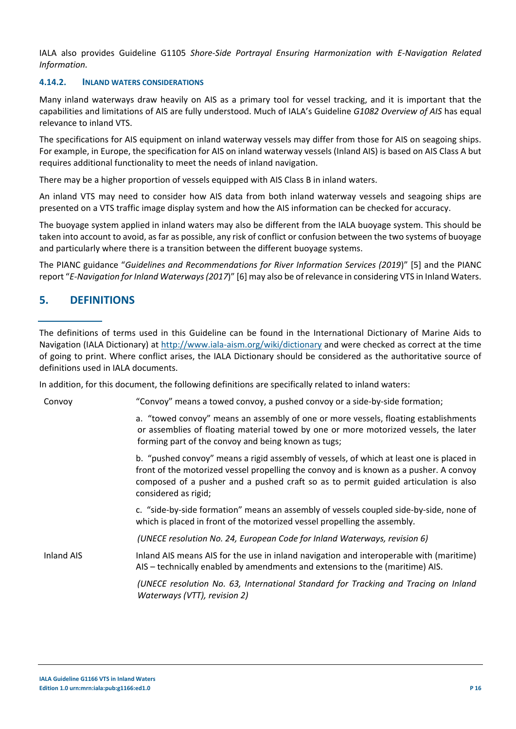IALA also provides Guideline G1105 *Shore-Side Portrayal Ensuring Harmonization with E-Navigation Related Information.*

#### 4.14.2. INLAND WATERS CONSIDERATIONS

Many inland waterways draw heavily on AIS as a primary tool for vessel tracking, and it is important that the capabilities and limitations of AIS are fully understood. Much of IALA's Guideline *G1082 Overview of AIS* has equal relevance to inland VTS.

The specifications for AIS equipment on inland waterway vessels may differ from those for AIS on seagoing ships. For example, in Europe, the specification for AIS on inland waterway vessels (Inland AIS) is based on AIS Class A but requires additional functionality to meet the needs of inland navigation.

There may be a higher proportion of vessels equipped with AIS Class B in inland waters.

An inland VTS may need to consider how AIS data from both inland waterway vessels and seagoing ships are presented on a VTS traffic image display system and how the AIS information can be checked for accuracy.

The buoyage system applied in inland waters may also be different from the IALA buoyage system. This should be taken into account to avoid, as far as possible, any risk of conflict or confusion between the two systems of buoyage and particularly where there is a transition between the different buoyage systems.

The PIANC guidance "*Guidelines and Recommendations for River Information Services (2019)*" [5] and the PIANC report "*E-Navigation for Inland Waterways (2017)*" [6] may also be of relevance in considering VTS in Inland Waters.

## 5. DEFINITIONS

The definitions of terms used in this Guideline can be found in the International Dictionary of Marine Aids to Navigation (IALA Dictionary) at http://www.iala-aism.org/wiki/dictionary and were checked as correct at the time of going to print. Where conflict arises, the IALA Dictionary should be considered as the authoritative source of definitions used in IALA documents.

In addition, for this document, the following definitions are specifically related to inland waters:

**Convoy**

"Convoy" means a towed convoy, a pushed convoy or a side-by-side formation;

a. "towed convoy" means an assembly of one or more vessels, floating establishments or assemblies of floating material towed by one or more motorized vessels, the later forming part of the convoy and being known as tugs;

b. "pushed convoy" means a rigid assembly of vessels, of which at least one is placed in front of the motorized vessel propelling the convoy and is known as a pusher. A convoy composed of a pusher and a pushed craft so as to permit guided articulation is also considered as rigid;

c. "side-by-side formation" means an assembly of vessels coupled side-by-side, none of which is placed in front of the motorized vessel propelling the assembly.

*(UNECE resolution No. 24, European Code for Inland Waterways, revision 6)*

**Inland AIS**

Inland AIS means AIS for the use in inland navigation and interoperable with (maritime) AIS – technically enabled by amendments and extensions to the (maritime) AIS.

*(UNECE resolution No. 63, International Standard for Tracking and Tracing on Inland Waterways (VTT), revision 2)*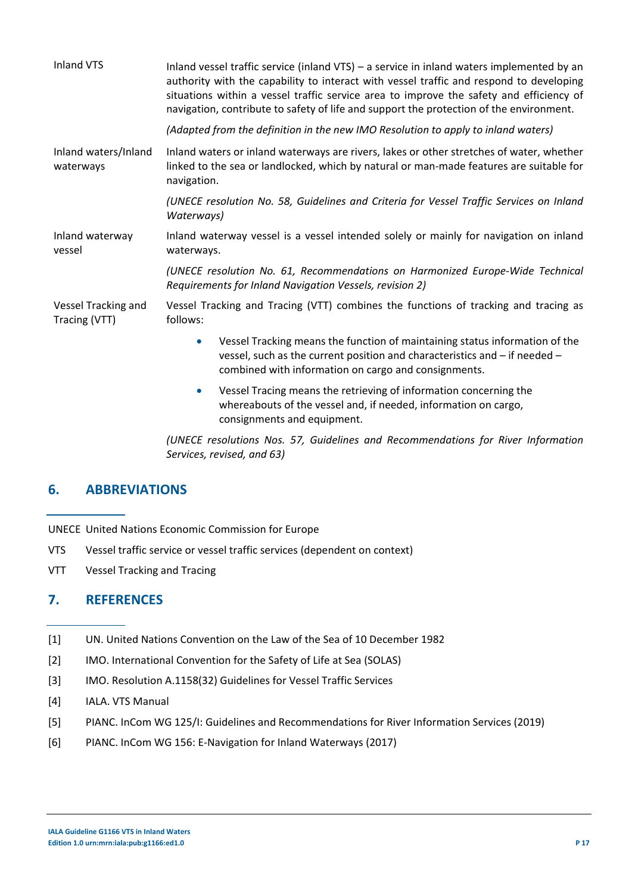| | |
|---|---|
| Inland VTS | Inland vessel traffic service (inland VTS) – a service in inland waters implemented by an authority with the capability to interact with vessel traffic and respond to developing situations within a vessel traffic service area to improve the safety and efficiency of navigation, contribute to safety of life and support the protection of the environment.<br><br>*(Adapted from the definition in the new IMO Resolution to apply to inland waters)* |
| Inland waters/Inland waterways | Inland waters or inland waterways are rivers, lakes or other stretches of water, whether linked to the sea or landlocked, which by natural or man-made features are suitable for navigation.<br><br>*(UNECE resolution No. 58, Guidelines and Criteria for Vessel Traffic Services on Inland Waterways)* |
| Inland waterway vessel | Inland waterway vessel is a vessel intended solely or mainly for navigation on inland waterways.<br><br>*(UNECE resolution No. 61, Recommendations on Harmonized Europe-Wide Technical Requirements for Inland Navigation Vessels, revision 2)* |
| Vessel Tracking and Tracing (VTT) | Vessel Tracking and Tracing (VTT) combines the functions of tracking and tracing as follows:<br><br>• Vessel Tracking means the function of maintaining status information of the vessel, such as the current position and characteristics and – if needed – combined with information on cargo and consignments.<br><br>• Vessel Tracing means the retrieving of information concerning the whereabouts of the vessel and, if needed, information on cargo, consignments and equipment.<br><br>*(UNECE resolutions Nos. 57, Guidelines and Recommendations for River Information Services, revised, and 63)* |

## 6. ABBREVIATIONS

UNECE United Nations Economic Commission for Europe

VTS Vessel traffic service or vessel traffic services (dependent on context)

VTT Vessel Tracking and Tracing

## 7. REFERENCES

[1] UN. United Nations Convention on the Law of the Sea of 10 December 1982

[2] IMO. International Convention for the Safety of Life at Sea (SOLAS)

[3] IMO. Resolution A.1158(32) Guidelines for Vessel Traffic Services

[4] IALA. VTS Manual

[5] PIANC. InCom WG 125/I: Guidelines and Recommendations for River Information Services (2019)

[6] PIANC. InCom WG 156: E-Navigation for Inland Waterways (2017)